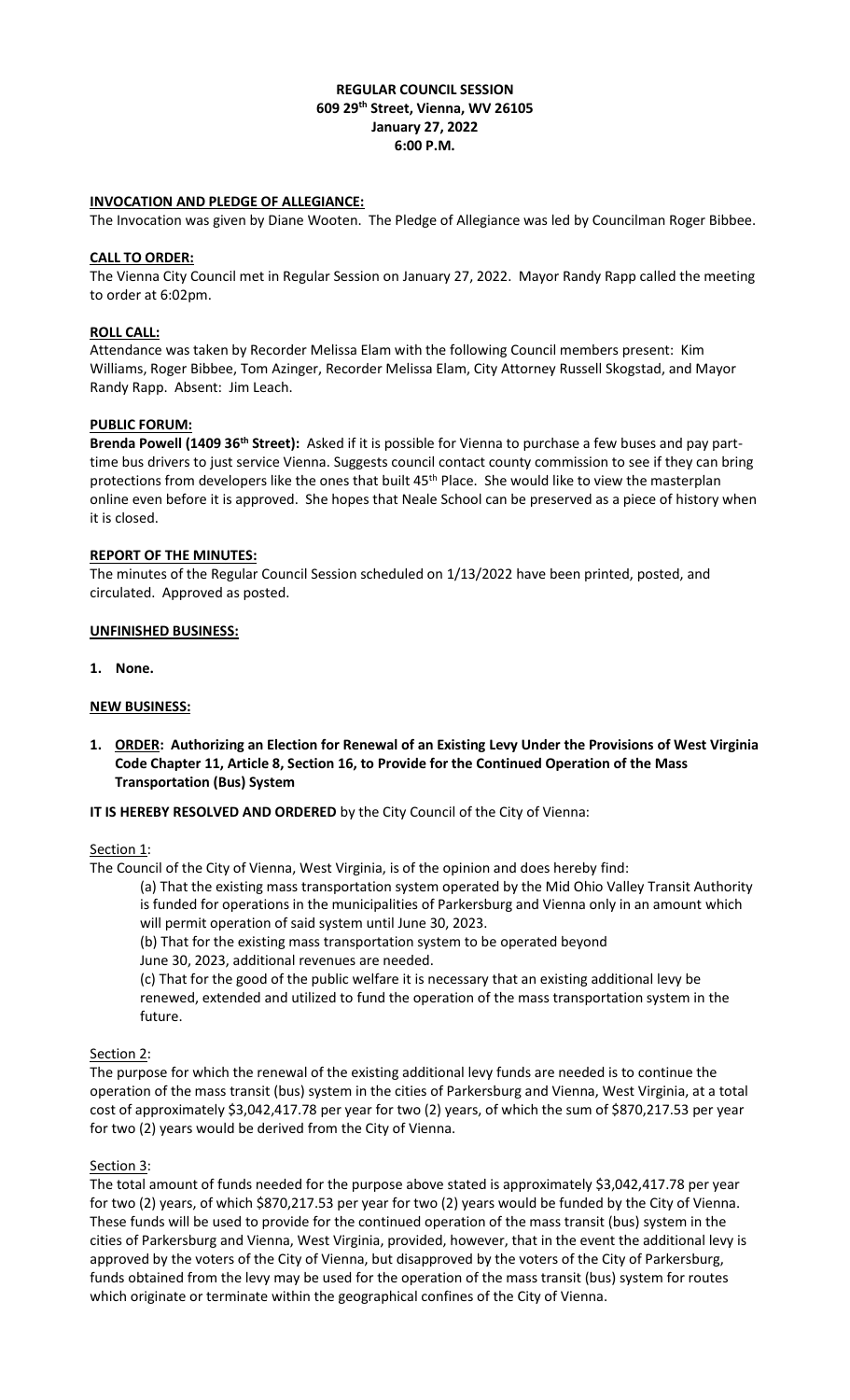**REGULAR COUNCIL SESSION**
**609 29th Street, Vienna, WV 26105**
**January 27, 2022**
**6:00 P.M.**

**INVOCATION AND PLEDGE OF ALLEGIANCE:**

The Invocation was given by Diane Wooten. The Pledge of Allegiance was led by Councilman Roger Bibbee.

**CALL TO ORDER:**

The Vienna City Council met in Regular Session on January 27, 2022. Mayor Randy Rapp called the meeting to order at 6:02pm.

**ROLL CALL:**

Attendance was taken by Recorder Melissa Elam with the following Council members present: Kim Williams, Roger Bibbee, Tom Azinger, Recorder Melissa Elam, City Attorney Russell Skogstad, and Mayor Randy Rapp. Absent: Jim Leach.

**PUBLIC FORUM:**

**Brenda Powell (1409 36th Street):** Asked if it is possible for Vienna to purchase a few buses and pay part-time bus drivers to just service Vienna. Suggests council contact county commission to see if they can bring protections from developers like the ones that built 45th Place. She would like to view the masterplan online even before it is approved. She hopes that Neale School can be preserved as a piece of history when it is closed.

**REPORT OF THE MINUTES:**

The minutes of the Regular Council Session scheduled on 1/13/2022 have been printed, posted, and circulated. Approved as posted.

**UNFINISHED BUSINESS:**

1. **None.**

**NEW BUSINESS:**

1. **ORDER: Authorizing an Election for Renewal of an Existing Levy Under the Provisions of West Virginia Code Chapter 11, Article 8, Section 16, to Provide for the Continued Operation of the Mass Transportation (Bus) System**

**IT IS HEREBY RESOLVED AND ORDERED** by the City Council of the City of Vienna:

Section 1:

The Council of the City of Vienna, West Virginia, is of the opinion and does hereby find:

(a) That the existing mass transportation system operated by the Mid Ohio Valley Transit Authority is funded for operations in the municipalities of Parkersburg and Vienna only in an amount which will permit operation of said system until June 30, 2023.

(b) That for the existing mass transportation system to be operated beyond June 30, 2023, additional revenues are needed.

(c) That for the good of the public welfare it is necessary that an existing additional levy be renewed, extended and utilized to fund the operation of the mass transportation system in the future.

Section 2:

The purpose for which the renewal of the existing additional levy funds are needed is to continue the operation of the mass transit (bus) system in the cities of Parkersburg and Vienna, West Virginia, at a total cost of approximately $3,042,417.78 per year for two (2) years, of which the sum of $870,217.53 per year for two (2) years would be derived from the City of Vienna.

Section 3:

The total amount of funds needed for the purpose above stated is approximately $3,042,417.78 per year for two (2) years, of which $870,217.53 per year for two (2) years would be funded by the City of Vienna. These funds will be used to provide for the continued operation of the mass transit (bus) system in the cities of Parkersburg and Vienna, West Virginia, provided, however, that in the event the additional levy is approved by the voters of the City of Vienna, but disapproved by the voters of the City of Parkersburg, funds obtained from the levy may be used for the operation of the mass transit (bus) system for routes which originate or terminate within the geographical confines of the City of Vienna.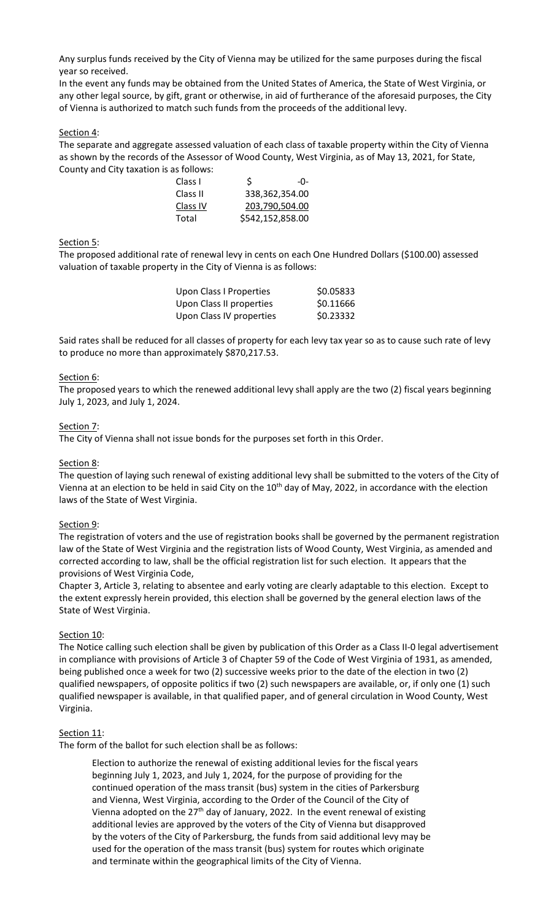Any surplus funds received by the City of Vienna may be utilized for the same purposes during the fiscal year so received.

In the event any funds may be obtained from the United States of America, the State of West Virginia, or any other legal source, by gift, grant or otherwise, in aid of furtherance of the aforesaid purposes, the City of Vienna is authorized to match such funds from the proceeds of the additional levy.

Section 4:

The separate and aggregate assessed valuation of each class of taxable property within the City of Vienna as shown by the records of the Assessor of Wood County, West Virginia, as of May 13, 2021, for State, County and City taxation is as follows:

| | |
|---|---|
| Class I | $ -0- |
| Class II | 338,362,354.00 |
| Class IV | 203,790,504.00 |
| Total | $542,152,858.00 |

Section 5:

The proposed additional rate of renewal levy in cents on each One Hundred Dollars ($100.00) assessed valuation of taxable property in the City of Vienna is as follows:

| | |
|---|---|
| Upon Class I Properties | $0.05833 |
| Upon Class II properties | $0.11666 |
| Upon Class IV properties | $0.23332 |

Said rates shall be reduced for all classes of property for each levy tax year so as to cause such rate of levy to produce no more than approximately $870,217.53.

Section 6:

The proposed years to which the renewed additional levy shall apply are the two (2) fiscal years beginning July 1, 2023, and July 1, 2024.

Section 7:

The City of Vienna shall not issue bonds for the purposes set forth in this Order.

Section 8:

The question of laying such renewal of existing additional levy shall be submitted to the voters of the City of Vienna at an election to be held in said City on the 10th day of May, 2022, in accordance with the election laws of the State of West Virginia.

Section 9:

The registration of voters and the use of registration books shall be governed by the permanent registration law of the State of West Virginia and the registration lists of Wood County, West Virginia, as amended and corrected according to law, shall be the official registration list for such election. It appears that the provisions of West Virginia Code,

Chapter 3, Article 3, relating to absentee and early voting are clearly adaptable to this election. Except to the extent expressly herein provided, this election shall be governed by the general election laws of the State of West Virginia.

Section 10:

The Notice calling such election shall be given by publication of this Order as a Class II-0 legal advertisement in compliance with provisions of Article 3 of Chapter 59 of the Code of West Virginia of 1931, as amended, being published once a week for two (2) successive weeks prior to the date of the election in two (2) qualified newspapers, of opposite politics if two (2) such newspapers are available, or, if only one (1) such qualified newspaper is available, in that qualified paper, and of general circulation in Wood County, West Virginia.

Section 11:

The form of the ballot for such election shall be as follows:

> Election to authorize the renewal of existing additional levies for the fiscal years beginning July 1, 2023, and July 1, 2024, for the purpose of providing for the continued operation of the mass transit (bus) system in the cities of Parkersburg and Vienna, West Virginia, according to the Order of the Council of the City of Vienna adopted on the 27th day of January, 2022. In the event renewal of existing additional levies are approved by the voters of the City of Vienna but disapproved by the voters of the City of Parkersburg, the funds from said additional levy may be used for the operation of the mass transit (bus) system for routes which originate and terminate within the geographical limits of the City of Vienna.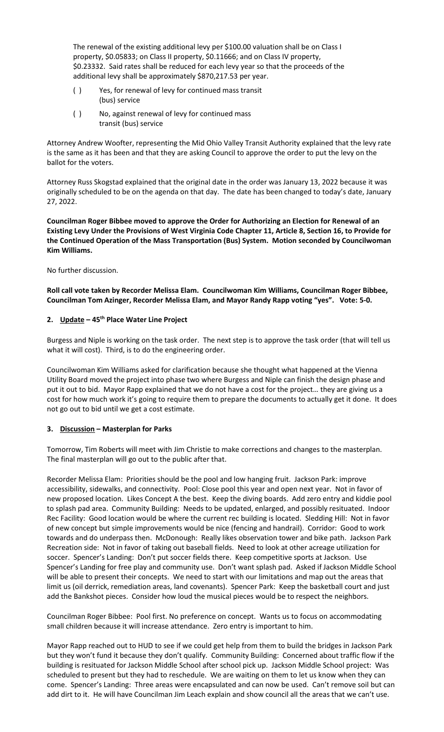The renewal of the existing additional levy per $100.00 valuation shall be on Class I property, $0.05833; on Class II property, $0.11666; and on Class IV property, $0.23332. Said rates shall be reduced for each levy year so that the proceeds of the additional levy shall be approximately $870,217.53 per year.

( ) Yes, for renewal of levy for continued mass transit (bus) service

( ) No, against renewal of levy for continued mass transit (bus) service

Attorney Andrew Woofter, representing the Mid Ohio Valley Transit Authority explained that the levy rate is the same as it has been and that they are asking Council to approve the order to put the levy on the ballot for the voters.

Attorney Russ Skogstad explained that the original date in the order was January 13, 2022 because it was originally scheduled to be on the agenda on that day. The date has been changed to today's date, January 27, 2022.

**Councilman Roger Bibbee moved to approve the Order for Authorizing an Election for Renewal of an Existing Levy Under the Provisions of West Virginia Code Chapter 11, Article 8, Section 16, to Provide for the Continued Operation of the Mass Transportation (Bus) System. Motion seconded by Councilwoman Kim Williams.**

No further discussion.

**Roll call vote taken by Recorder Melissa Elam. Councilwoman Kim Williams, Councilman Roger Bibbee, Councilman Tom Azinger, Recorder Melissa Elam, and Mayor Randy Rapp voting "yes". Vote: 5-0.**

**2. Update – 45th Place Water Line Project**

Burgess and Niple is working on the task order. The next step is to approve the task order (that will tell us what it will cost). Third, is to do the engineering order.

Councilwoman Kim Williams asked for clarification because she thought what happened at the Vienna Utility Board moved the project into phase two where Burgess and Niple can finish the design phase and put it out to bid. Mayor Rapp explained that we do not have a cost for the project… they are giving us a cost for how much work it's going to require them to prepare the documents to actually get it done. It does not go out to bid until we get a cost estimate.

**3. Discussion – Masterplan for Parks**

Tomorrow, Tim Roberts will meet with Jim Christie to make corrections and changes to the masterplan. The final masterplan will go out to the public after that.

Recorder Melissa Elam: Priorities should be the pool and low hanging fruit. Jackson Park: improve accessibility, sidewalks, and connectivity. Pool: Close pool this year and open next year. Not in favor of new proposed location. Likes Concept A the best. Keep the diving boards. Add zero entry and kiddie pool to splash pad area. Community Building: Needs to be updated, enlarged, and possibly resituated. Indoor Rec Facility: Good location would be where the current rec building is located. Sledding Hill: Not in favor of new concept but simple improvements would be nice (fencing and handrail). Corridor: Good to work towards and do underpass then. McDonough: Really likes observation tower and bike path. Jackson Park Recreation side: Not in favor of taking out baseball fields. Need to look at other acreage utilization for soccer. Spencer's Landing: Don't put soccer fields there. Keep competitive sports at Jackson. Use Spencer's Landing for free play and community use. Don't want splash pad. Asked if Jackson Middle School will be able to present their concepts. We need to start with our limitations and map out the areas that limit us (oil derrick, remediation areas, land covenants). Spencer Park: Keep the basketball court and just add the Bankshot pieces. Consider how loud the musical pieces would be to respect the neighbors.

Councilman Roger Bibbee: Pool first. No preference on concept. Wants us to focus on accommodating small children because it will increase attendance. Zero entry is important to him.

Mayor Rapp reached out to HUD to see if we could get help from them to build the bridges in Jackson Park but they won't fund it because they don't qualify. Community Building: Concerned about traffic flow if the building is resituated for Jackson Middle School after school pick up. Jackson Middle School project: Was scheduled to present but they had to reschedule. We are waiting on them to let us know when they can come. Spencer's Landing: Three areas were encapsulated and can now be used. Can't remove soil but can add dirt to it. He will have Councilman Jim Leach explain and show council all the areas that we can't use.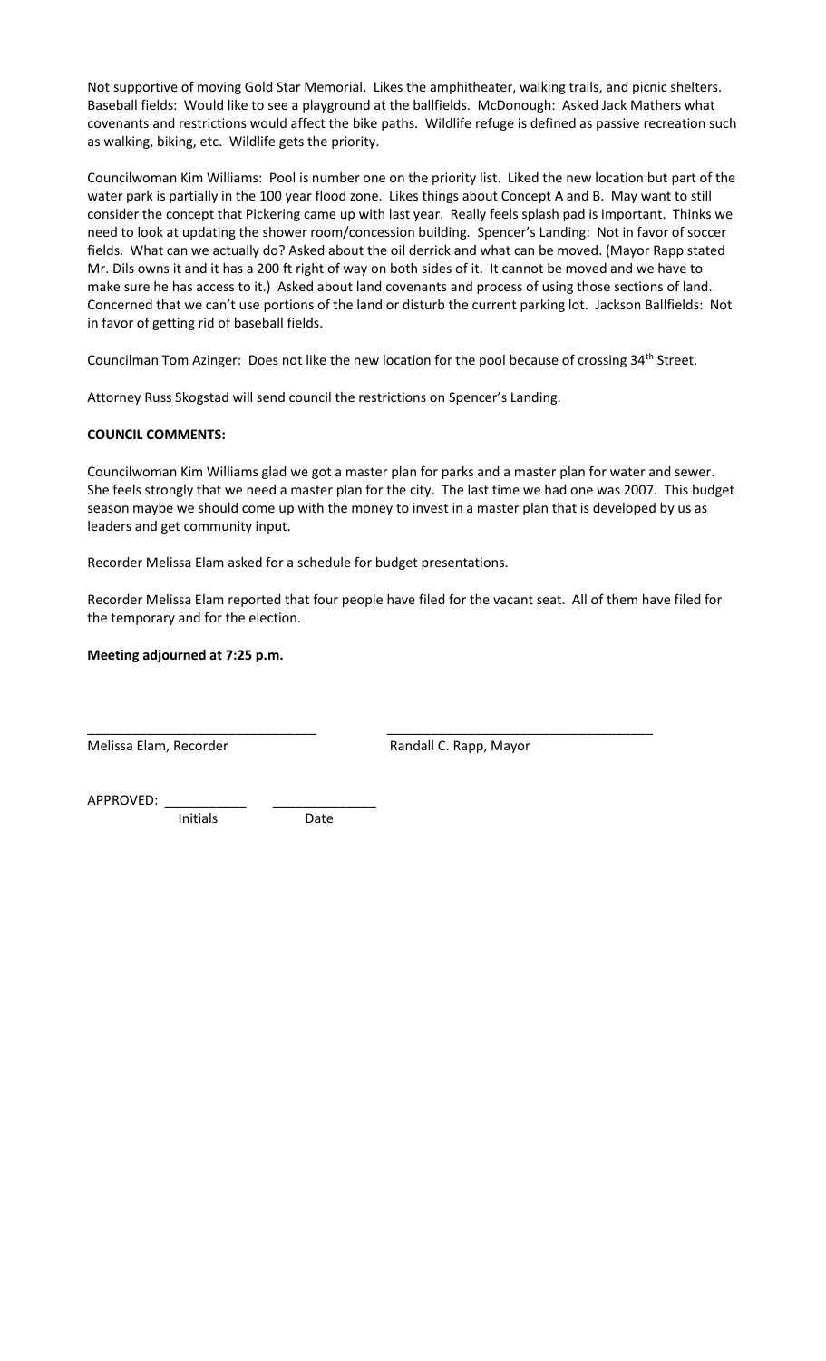Not supportive of moving Gold Star Memorial. Likes the amphitheater, walking trails, and picnic shelters. Baseball fields: Would like to see a playground at the ballfields. McDonough: Asked Jack Mathers what covenants and restrictions would affect the bike paths. Wildlife refuge is defined as passive recreation such as walking, biking, etc. Wildlife gets the priority.

Councilwoman Kim Williams: Pool is number one on the priority list. Liked the new location but part of the water park is partially in the 100 year flood zone. Likes things about Concept A and B. May want to still consider the concept that Pickering came up with last year. Really feels splash pad is important. Thinks we need to look at updating the shower room/concession building. Spencer's Landing: Not in favor of soccer fields. What can we actually do? Asked about the oil derrick and what can be moved. (Mayor Rapp stated Mr. Dils owns it and it has a 200 ft right of way on both sides of it. It cannot be moved and we have to make sure he has access to it.) Asked about land covenants and process of using those sections of land. Concerned that we can't use portions of the land or disturb the current parking lot. Jackson Ballfields: Not in favor of getting rid of baseball fields.

Councilman Tom Azinger: Does not like the new location for the pool because of crossing 34th Street.

Attorney Russ Skogstad will send council the restrictions on Spencer's Landing.

**COUNCIL COMMENTS:**

Councilwoman Kim Williams glad we got a master plan for parks and a master plan for water and sewer. She feels strongly that we need a master plan for the city. The last time we had one was 2007. This budget season maybe we should come up with the money to invest in a master plan that is developed by us as leaders and get community input.

Recorder Melissa Elam asked for a schedule for budget presentations.

Recorder Melissa Elam reported that four people have filed for the vacant seat. All of them have filed for the temporary and for the election.

**Meeting adjourned at 7:25 p.m.**

\_\_\_\_\_\_\_\_\_\_\_\_\_\_\_\_\_\_\_\_\_\_\_\_\_\_\_\_\_\_ \_\_\_\_\_\_\_\_\_\_\_\_\_\_\_\_\_\_\_\_\_\_\_\_\_\_\_\_\_\_\_\_\_\_\_

Melissa Elam, Recorder Randall C. Rapp, Mayor

APPROVED: \_\_\_\_\_\_\_\_\_\_\_ \_\_\_\_\_\_\_\_\_\_\_\_\_\_

Initials Date